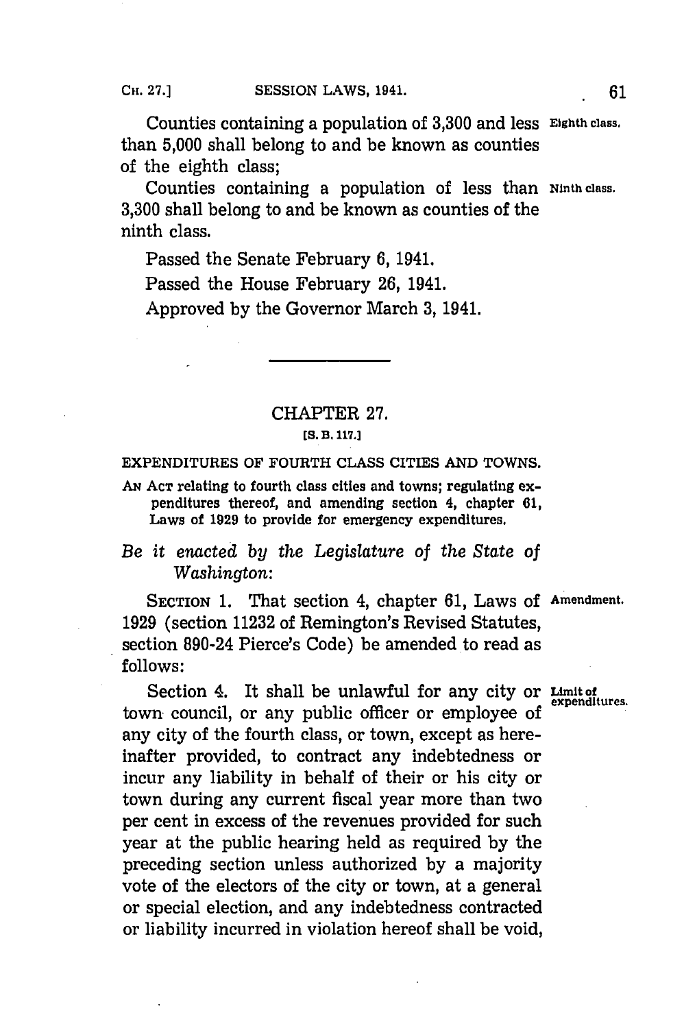Counties containing a population of 3,300 and less than 5,000 shall belong to and be known as counties of the eighth class; **Eighth class.**

Counties containing a population of less than 3,300 shall belong to and be known as counties of the ninth class. **Ninth class.**

Passed the Senate February 6, 1941.

Passed the House February 26, 1941.

Approved by the Governor March 3, 1941.

---

## CHAPTER 27.

[S. B. 117.]

### EXPENDITURES OF FOURTH CLASS CITIES AND TOWNS.

AN ACT relating to fourth class cities and towns; regulating expenditures thereof, and amending section 4, chapter 61, Laws of 1929 to provide for emergency expenditures.

*Be it enacted by the Legislature of the State of Washington:*

SECTION 1. That section 4, chapter 61, Laws of 1929 (section 11232 of Remington's Revised Statutes, section 890-24 Pierce's Code) be amended to read as follows: **Amendment.**

Section 4. It shall be unlawful for any city or town council, or any public officer or employee of any city of the fourth class, or town, except as hereinafter provided, to contract any indebtedness or incur any liability in behalf of their or his city or town during any current fiscal year more than two per cent in excess of the revenues provided for such year at the public hearing held as required by the preceding section unless authorized by a majority vote of the electors of the city or town, at a general or special election, and any indebtedness contracted or liability incurred in violation hereof shall be void, **Limit of expenditures.**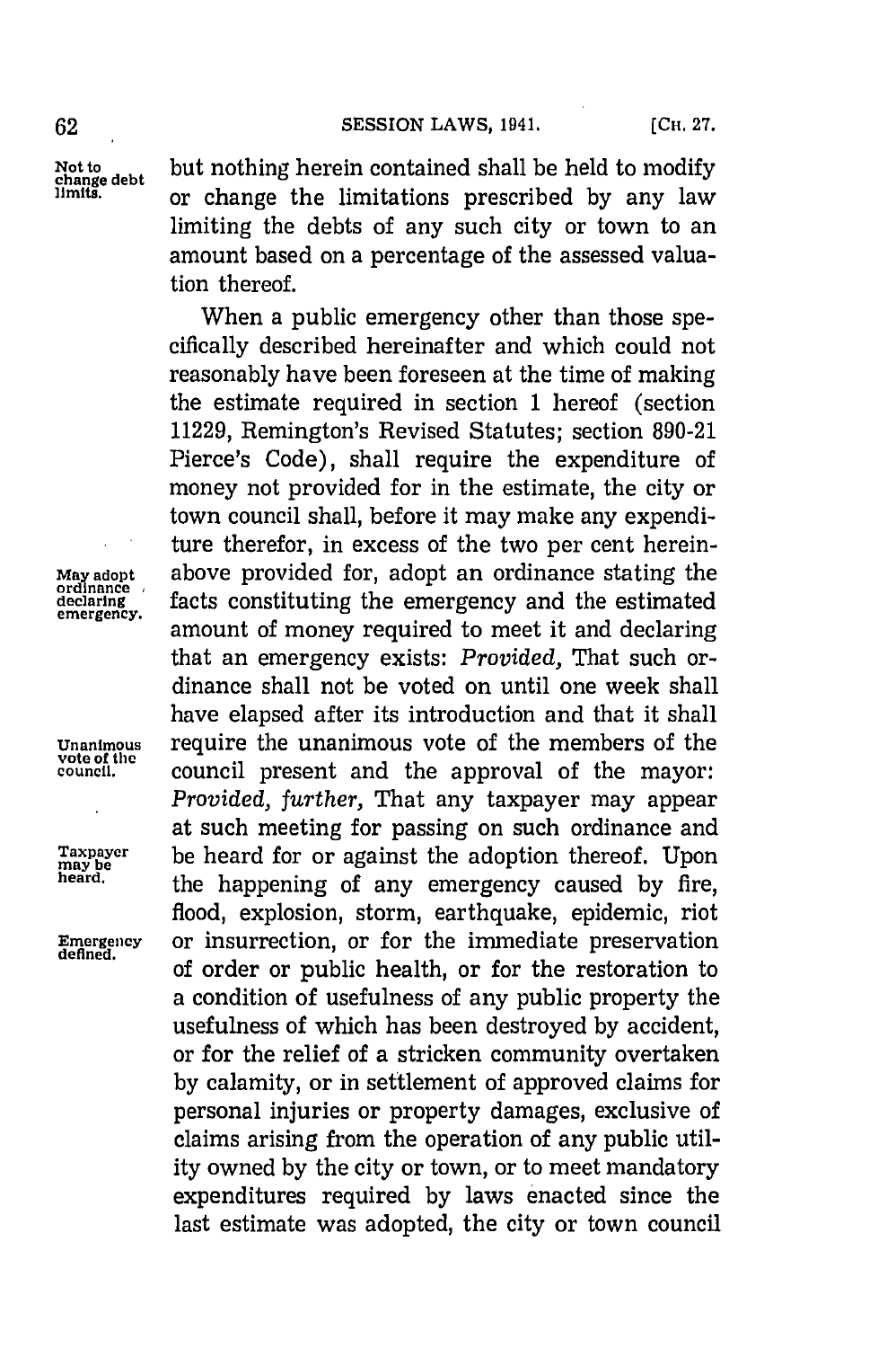but nothing herein contained shall be held to modify or change the limitations prescribed by any law limiting the debts of any such city or town to an amount based on a percentage of the assessed valuation thereof.

When a public emergency other than those specifically described hereinafter and which could not reasonably have been foreseen at the time of making the estimate required in section 1 hereof (section 11229, Remington's Revised Statutes; section 890-21 Pierce's Code), shall require the expenditure of money not provided for in the estimate, the city or town council shall, before it may make any expenditure therefor, in excess of the two per cent hereinabove provided for, adopt an ordinance stating the facts constituting the emergency and the estimated amount of money required to meet it and declaring that an emergency exists: *Provided,* That such ordinance shall not be voted on until one week shall have elapsed after its introduction and that it shall require the unanimous vote of the members of the council present and the approval of the mayor: *Provided, further,* That any taxpayer may appear at such meeting for passing on such ordinance and be heard for or against the adoption thereof. Upon the happening of any emergency caused by fire, flood, explosion, storm, earthquake, epidemic, riot or insurrection, or for the immediate preservation of order or public health, or for the restoration to a condition of usefulness of any public property the usefulness of which has been destroyed by accident, or for the relief of a stricken community overtaken by calamity, or in settlement of approved claims for personal injuries or property damages, exclusive of claims arising from the operation of any public utility owned by the city or town, or to meet mandatory expenditures required by laws enacted since the last estimate was adopted, the city or town council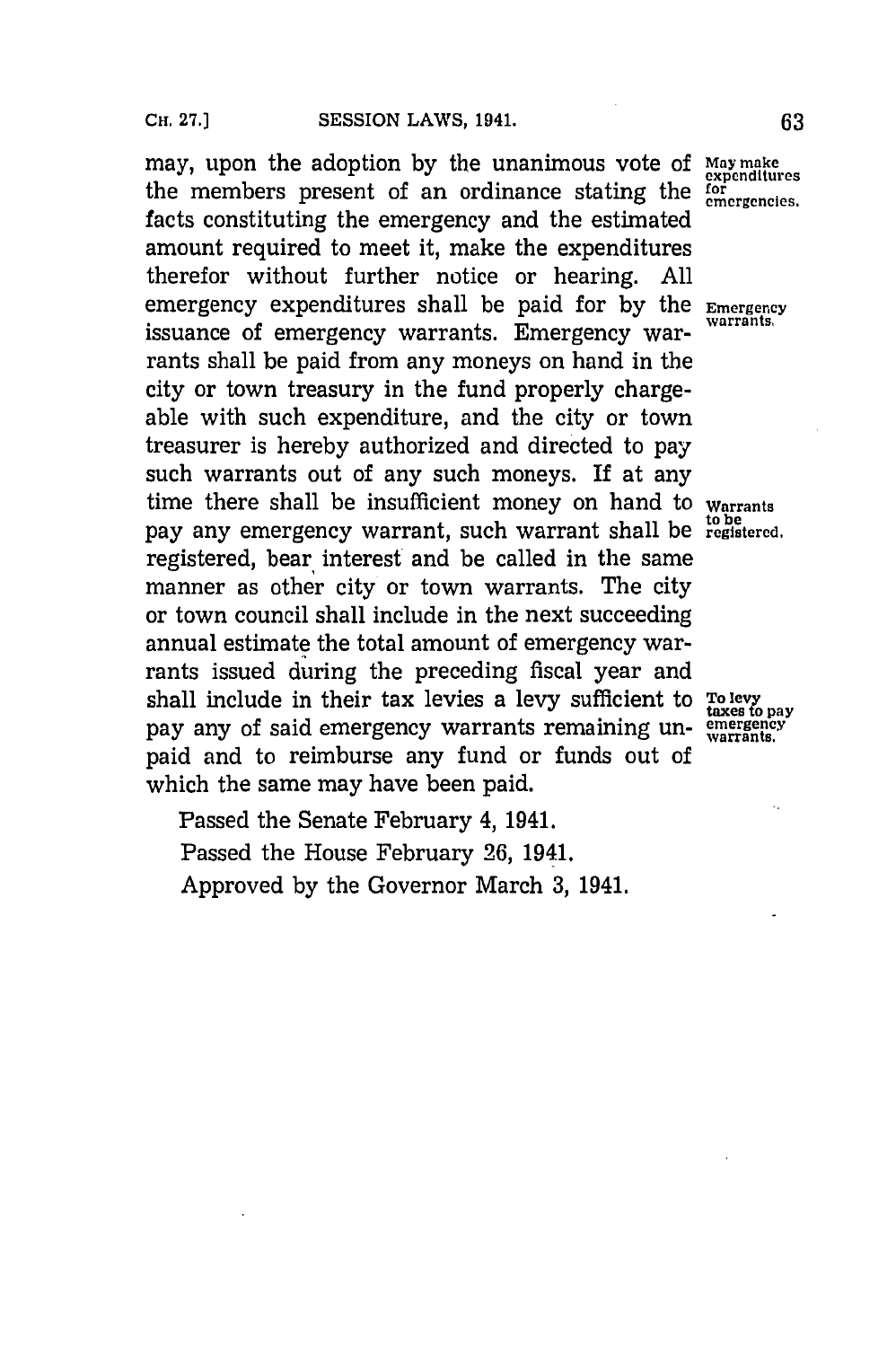may, upon the adoption by the unanimous vote of the members present of an ordinance stating the facts constituting the emergency and the estimated amount required to meet it, make the expenditures therefor without further notice or hearing. All emergency expenditures shall be paid for by the issuance of emergency warrants. Emergency warrants shall be paid from any moneys on hand in the city or town treasury in the fund properly chargeable with such expenditure, and the city or town treasurer is hereby authorized and directed to pay such warrants out of any such moneys. If at any time there shall be insufficient money on hand to pay any emergency warrant, such warrant shall be registered, bear interest and be called in the same manner as other city or town warrants. The city or town council shall include in the next succeeding annual estimate the total amount of emergency warrants issued during the preceding fiscal year and shall include in their tax levies a levy sufficient to pay any of said emergency warrants remaining unpaid and to reimburse any fund or funds out of which the same may have been paid.

May make expenditures for emergencies.

Emergency warrants.

Warrants to be registered.

To levy taxes to pay emergency warrants.

Passed the Senate February 4, 1941.

Passed the House February 26, 1941.

Approved by the Governor March 3, 1941.